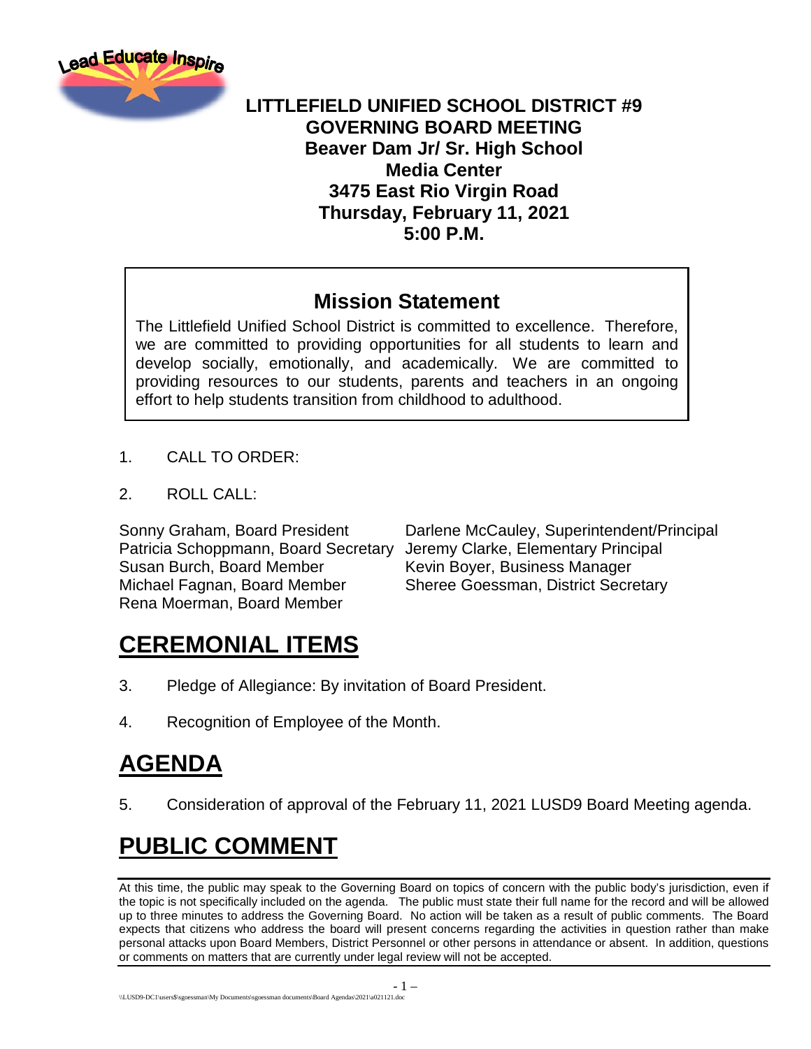**LITTLEFIELD UNIFIED SCHOOL DISTRICT #9**
**GOVERNING BOARD MEETING**
**Beaver Dam Jr/ Sr. High School**
**Media Center**
**3475 East Rio Virgin Road**
**Thursday, February 11, 2021**
**5:00 P.M.**

## Mission Statement

The Littlefield Unified School District is committed to excellence. Therefore, we are committed to providing opportunities for all students to learn and develop socially, emotionally, and academically. We are committed to providing resources to our students, parents and teachers in an ongoing effort to help students transition from childhood to adulthood.

1. CALL TO ORDER:

2. ROLL CALL:

Sonny Graham, Board President
Patricia Schoppmann, Board Secretary
Susan Burch, Board Member
Michael Fagnan, Board Member
Rena Moerman, Board Member

Darlene McCauley, Superintendent/Principal
Jeremy Clarke, Elementary Principal
Kevin Boyer, Business Manager
Sheree Goessman, District Secretary

# CEREMONIAL ITEMS

3. Pledge of Allegiance: By invitation of Board President.

4. Recognition of Employee of the Month.

# AGENDA

5. Consideration of approval of the February 11, 2021 LUSD9 Board Meeting agenda.

# PUBLIC COMMENT

At this time, the public may speak to the Governing Board on topics of concern with the public body's jurisdiction, even if the topic is not specifically included on the agenda. The public must state their full name for the record and will be allowed up to three minutes to address the Governing Board. No action will be taken as a result of public comments. The Board expects that citizens who address the board will present concerns regarding the activities in question rather than make personal attacks upon Board Members, District Personnel or other persons in attendance or absent. In addition, questions or comments on matters that are currently under legal review will not be accepted.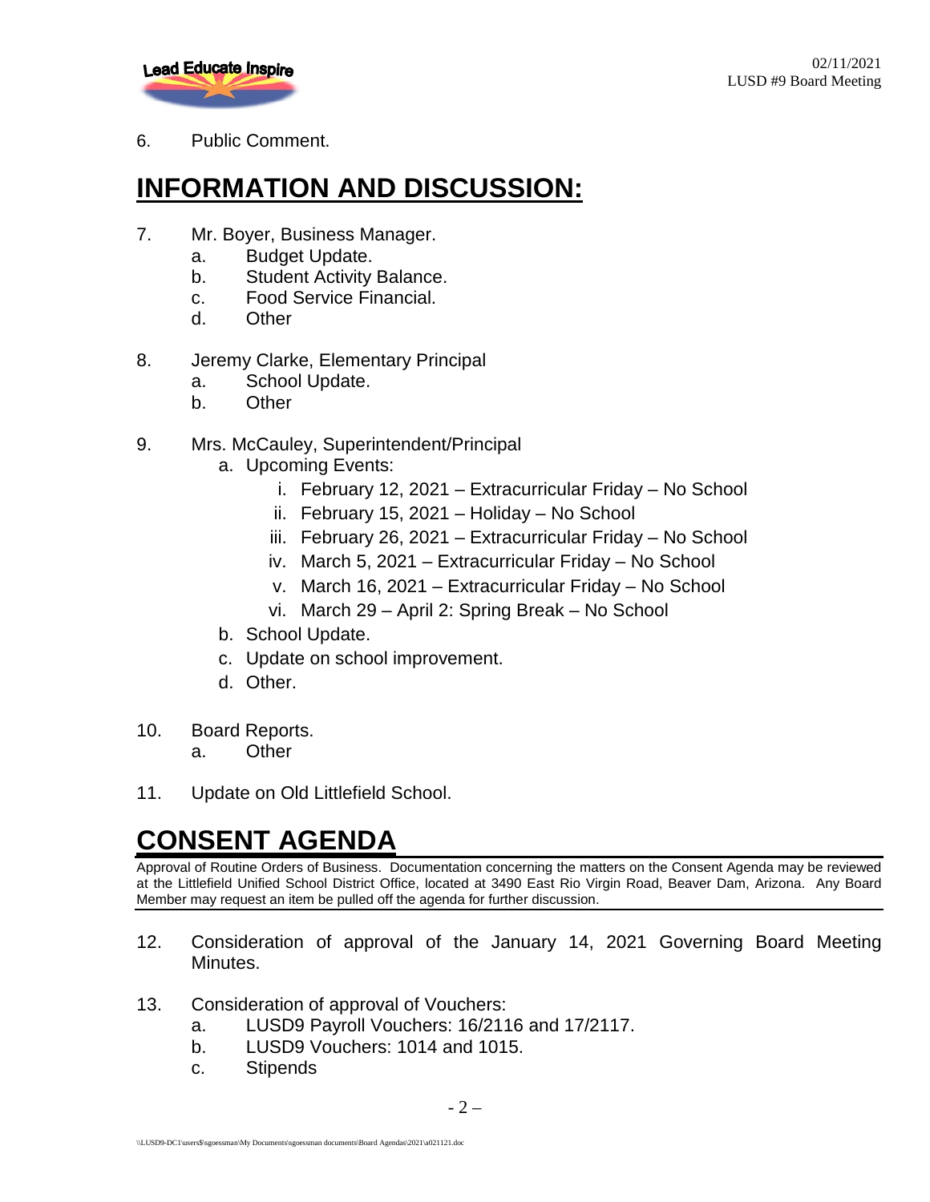6. Public Comment.

## INFORMATION AND DISCUSSION:

7. Mr. Boyer, Business Manager.
   a. Budget Update.
   b. Student Activity Balance.
   c. Food Service Financial.
   d. Other

8. Jeremy Clarke, Elementary Principal
   a. School Update.
   b. Other

9. Mrs. McCauley, Superintendent/Principal
   a. Upcoming Events:
      i. February 12, 2021 – Extracurricular Friday – No School
      ii. February 15, 2021 – Holiday – No School
      iii. February 26, 2021 – Extracurricular Friday – No School
      iv. March 5, 2021 – Extracurricular Friday – No School
      v. March 16, 2021 – Extracurricular Friday – No School
      vi. March 29 – April 2: Spring Break – No School
   b. School Update.
   c. Update on school improvement.
   d. Other.

10. Board Reports.
    a. Other

11. Update on Old Littlefield School.

## CONSENT AGENDA

Approval of Routine Orders of Business. Documentation concerning the matters on the Consent Agenda may be reviewed at the Littlefield Unified School District Office, located at 3490 East Rio Virgin Road, Beaver Dam, Arizona. Any Board Member may request an item be pulled off the agenda for further discussion.

12. Consideration of approval of the January 14, 2021 Governing Board Meeting Minutes.

13. Consideration of approval of Vouchers:
    a. LUSD9 Payroll Vouchers: 16/2116 and 17/2117.
    b. LUSD9 Vouchers: 1014 and 1015.
    c. Stipends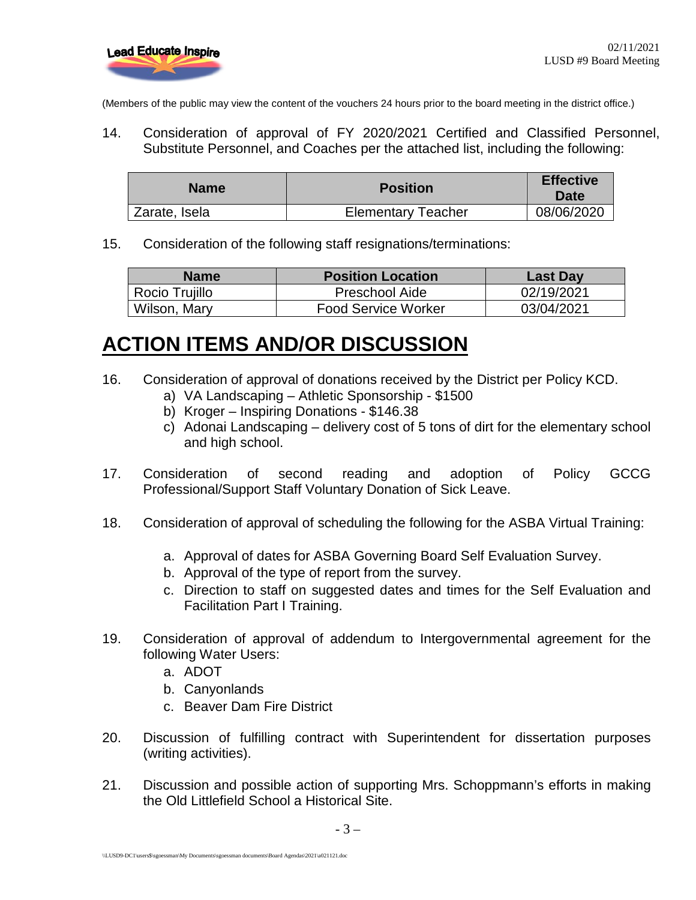(Members of the public may view the content of the vouchers 24 hours prior to the board meeting in the district office.)

14. Consideration of approval of FY 2020/2021 Certified and Classified Personnel, Substitute Personnel, and Coaches per the attached list, including the following:

| Name | Position | Effective Date |
|---|---|---|
| Zarate, Isela | Elementary Teacher | 08/06/2020 |

15. Consideration of the following staff resignations/terminations:

| Name | Position Location | Last Day |
|---|---|---|
| Rocio Trujillo | Preschool Aide | 02/19/2021 |
| Wilson, Mary | Food Service Worker | 03/04/2021 |

# ACTION ITEMS AND/OR DISCUSSION

16. Consideration of approval of donations received by the District per Policy KCD.
    a) VA Landscaping – Athletic Sponsorship - $1500
    b) Kroger – Inspiring Donations - $146.38
    c) Adonai Landscaping – delivery cost of 5 tons of dirt for the elementary school and high school.

17. Consideration of second reading and adoption of Policy GCCG Professional/Support Staff Voluntary Donation of Sick Leave.

18. Consideration of approval of scheduling the following for the ASBA Virtual Training:

    a. Approval of dates for ASBA Governing Board Self Evaluation Survey.
    b. Approval of the type of report from the survey.
    c. Direction to staff on suggested dates and times for the Self Evaluation and Facilitation Part I Training.

19. Consideration of approval of addendum to Intergovernmental agreement for the following Water Users:
    a. ADOT
    b. Canyonlands
    c. Beaver Dam Fire District

20. Discussion of fulfilling contract with Superintendent for dissertation purposes (writing activities).

21. Discussion and possible action of supporting Mrs. Schoppmann's efforts in making the Old Littlefield School a Historical Site.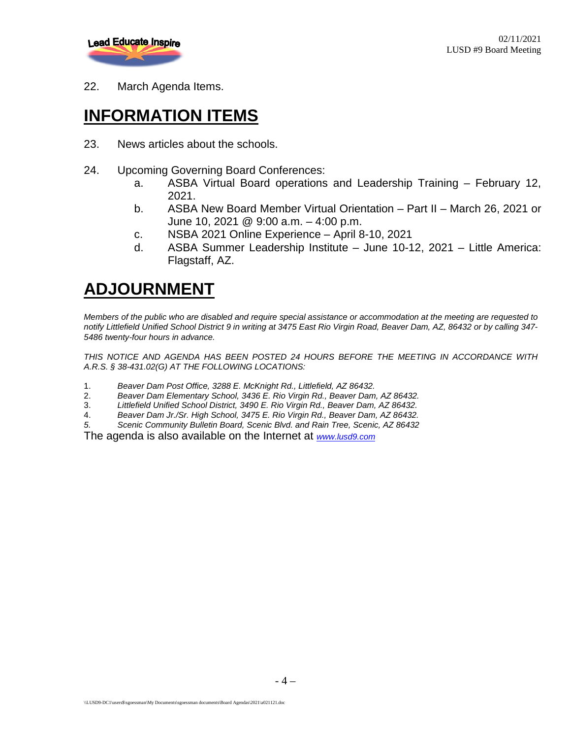22. March Agenda Items.

# INFORMATION ITEMS

23. News articles about the schools.

24. Upcoming Governing Board Conferences:
    a. ASBA Virtual Board operations and Leadership Training – February 12, 2021.
    b. ASBA New Board Member Virtual Orientation – Part II – March 26, 2021 or June 10, 2021 @ 9:00 a.m. – 4:00 p.m.
    c. NSBA 2021 Online Experience – April 8-10, 2021
    d. ASBA Summer Leadership Institute – June 10-12, 2021 – Little America: Flagstaff, AZ.

# ADJOURNMENT

*Members of the public who are disabled and require special assistance or accommodation at the meeting are requested to notify Littlefield Unified School District 9 in writing at 3475 East Rio Virgin Road, Beaver Dam, AZ, 86432 or by calling 347-5486 twenty-four hours in advance.*

*THIS NOTICE AND AGENDA HAS BEEN POSTED 24 HOURS BEFORE THE MEETING IN ACCORDANCE WITH A.R.S. § 38-431.02(G) AT THE FOLLOWING LOCATIONS:*

1. *Beaver Dam Post Office, 3288 E. McKnight Rd., Littlefield, AZ 86432.*
2. *Beaver Dam Elementary School, 3436 E. Rio Virgin Rd., Beaver Dam, AZ 86432.*
3. *Littlefield Unified School District, 3490 E. Rio Virgin Rd., Beaver Dam, AZ 86432.*
4. *Beaver Dam Jr./Sr. High School, 3475 E. Rio Virgin Rd., Beaver Dam, AZ 86432.*
5. *Scenic Community Bulletin Board, Scenic Blvd. and Rain Tree, Scenic, AZ 86432*

The agenda is also available on the Internet at *www.lusd9.com*